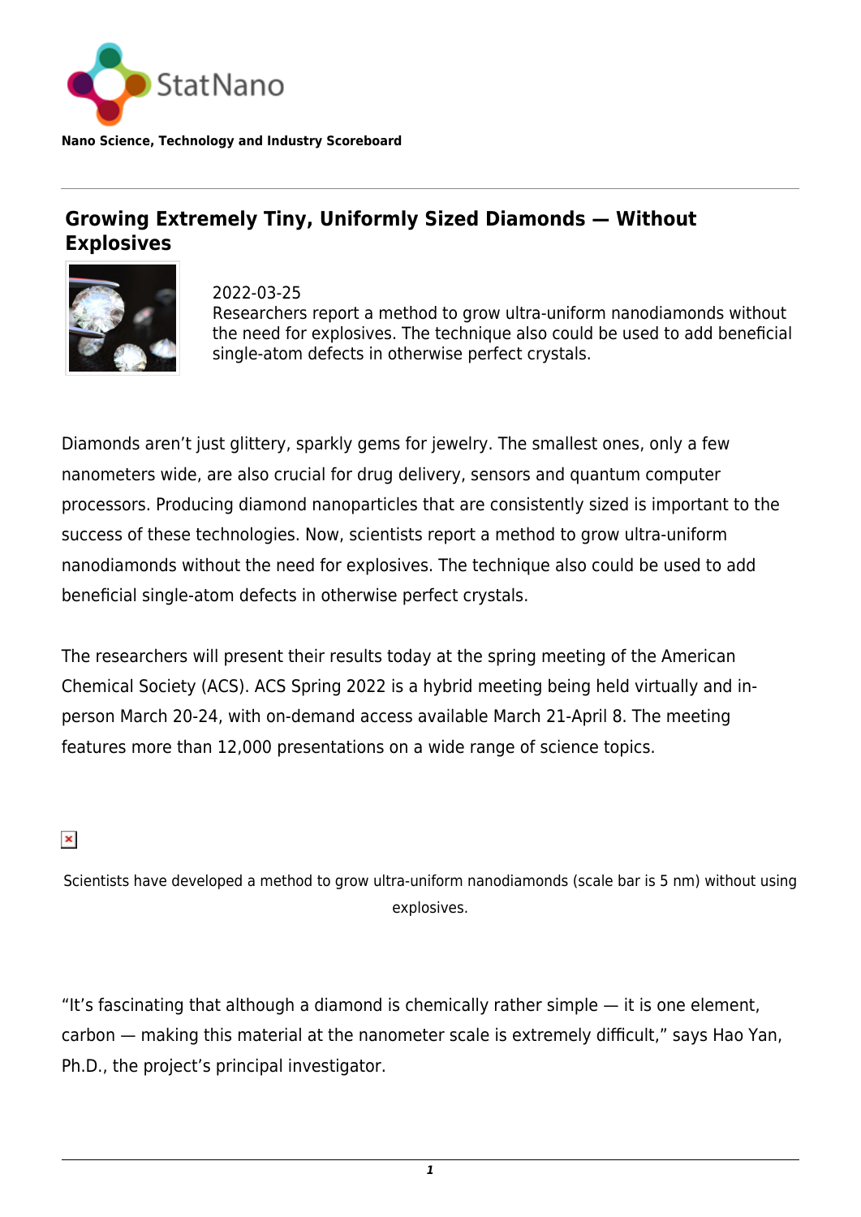StatNano

**Nano Science, Technology and Industry Scoreboard**

# Growing Extremely Tiny, Uniformly Sized Diamonds — Without Explosives

2022-03-25

Researchers report a method to grow ultra-uniform nanodiamonds without the need for explosives. The technique also could be used to add beneficial single-atom defects in otherwise perfect crystals.

Diamonds aren't just glittery, sparkly gems for jewelry. The smallest ones, only a few nanometers wide, are also crucial for drug delivery, sensors and quantum computer processors. Producing diamond nanoparticles that are consistently sized is important to the success of these technologies. Now, scientists report a method to grow ultra-uniform nanodiamonds without the need for explosives. The technique also could be used to add beneficial single-atom defects in otherwise perfect crystals.

The researchers will present their results today at the spring meeting of the American Chemical Society (ACS). ACS Spring 2022 is a hybrid meeting being held virtually and in-person March 20-24, with on-demand access available March 21-April 8. The meeting features more than 12,000 presentations on a wide range of science topics.

Scientists have developed a method to grow ultra-uniform nanodiamonds (scale bar is 5 nm) without using explosives.

"It's fascinating that although a diamond is chemically rather simple — it is one element, carbon — making this material at the nanometer scale is extremely difficult," says Hao Yan, Ph.D., the project's principal investigator.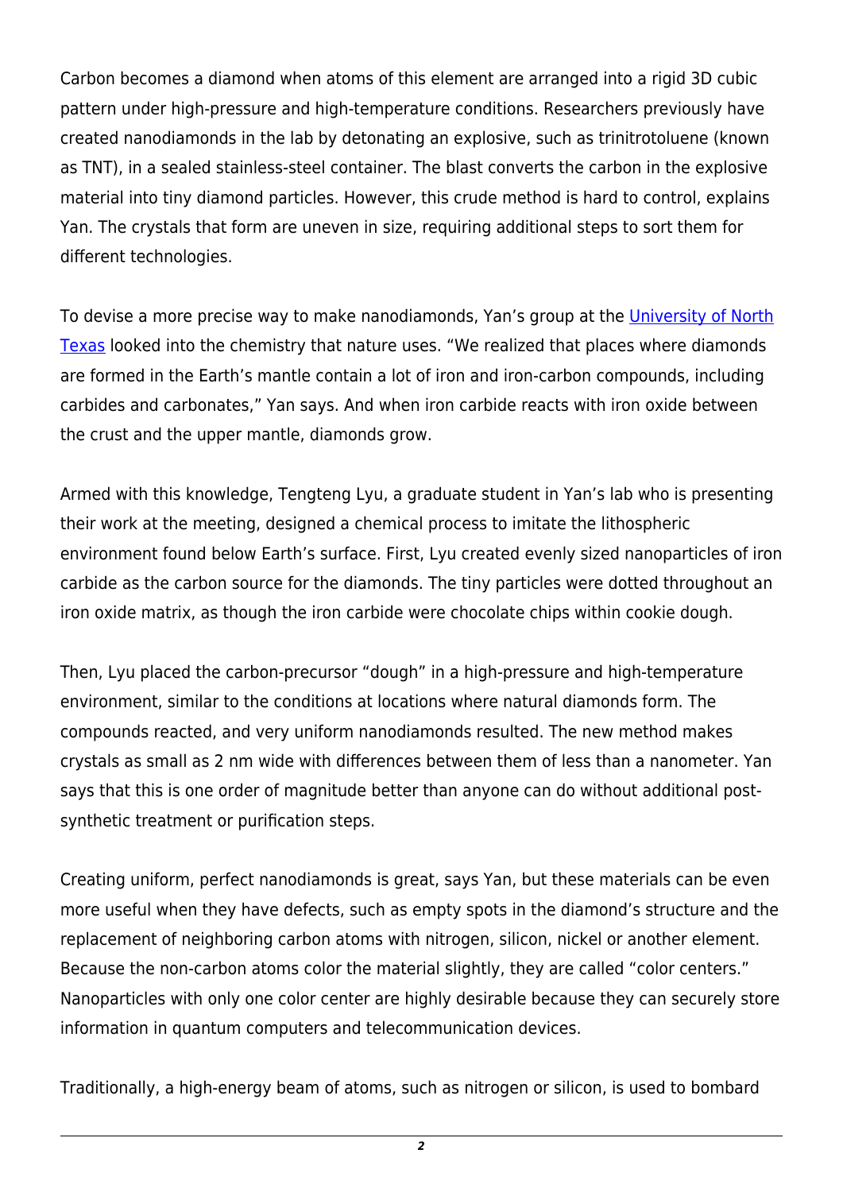Carbon becomes a diamond when atoms of this element are arranged into a rigid 3D cubic pattern under high-pressure and high-temperature conditions. Researchers previously have created nanodiamonds in the lab by detonating an explosive, such as trinitrotoluene (known as TNT), in a sealed stainless-steel container. The blast converts the carbon in the explosive material into tiny diamond particles. However, this crude method is hard to control, explains Yan. The crystals that form are uneven in size, requiring additional steps to sort them for different technologies.

To devise a more precise way to make nanodiamonds, Yan's group at the University of North Texas looked into the chemistry that nature uses. "We realized that places where diamonds are formed in the Earth's mantle contain a lot of iron and iron-carbon compounds, including carbides and carbonates," Yan says. And when iron carbide reacts with iron oxide between the crust and the upper mantle, diamonds grow.

Armed with this knowledge, Tengteng Lyu, a graduate student in Yan's lab who is presenting their work at the meeting, designed a chemical process to imitate the lithospheric environment found below Earth's surface. First, Lyu created evenly sized nanoparticles of iron carbide as the carbon source for the diamonds. The tiny particles were dotted throughout an iron oxide matrix, as though the iron carbide were chocolate chips within cookie dough.

Then, Lyu placed the carbon-precursor "dough" in a high-pressure and high-temperature environment, similar to the conditions at locations where natural diamonds form. The compounds reacted, and very uniform nanodiamonds resulted. The new method makes crystals as small as 2 nm wide with differences between them of less than a nanometer. Yan says that this is one order of magnitude better than anyone can do without additional post-synthetic treatment or purification steps.

Creating uniform, perfect nanodiamonds is great, says Yan, but these materials can be even more useful when they have defects, such as empty spots in the diamond's structure and the replacement of neighboring carbon atoms with nitrogen, silicon, nickel or another element. Because the non-carbon atoms color the material slightly, they are called "color centers." Nanoparticles with only one color center are highly desirable because they can securely store information in quantum computers and telecommunication devices.

Traditionally, a high-energy beam of atoms, such as nitrogen or silicon, is used to bombard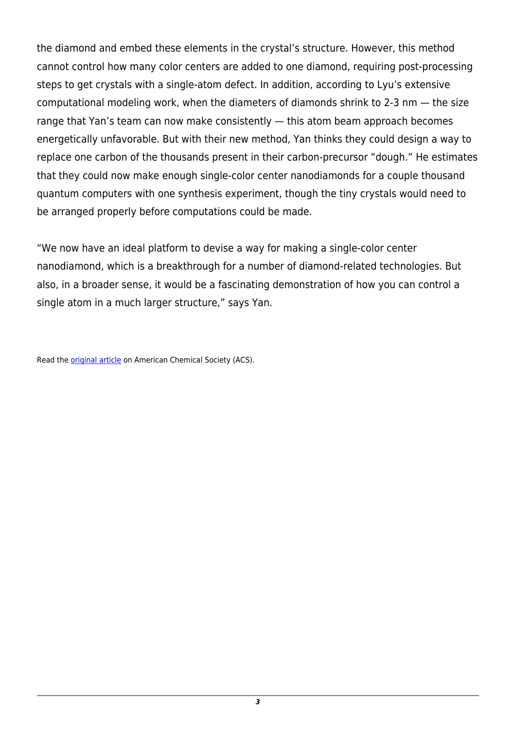the diamond and embed these elements in the crystal's structure. However, this method cannot control how many color centers are added to one diamond, requiring post-processing steps to get crystals with a single-atom defect. In addition, according to Lyu's extensive computational modeling work, when the diameters of diamonds shrink to 2-3 nm — the size range that Yan's team can now make consistently — this atom beam approach becomes energetically unfavorable. But with their new method, Yan thinks they could design a way to replace one carbon of the thousands present in their carbon-precursor "dough." He estimates that they could now make enough single-color center nanodiamonds for a couple thousand quantum computers with one synthesis experiment, though the tiny crystals would need to be arranged properly before computations could be made.

"We now have an ideal platform to devise a way for making a single-color center nanodiamond, which is a breakthrough for a number of diamond-related technologies. But also, in a broader sense, it would be a fascinating demonstration of how you can control a single atom in a much larger structure," says Yan.

Read the [original article] on American Chemical Society (ACS).